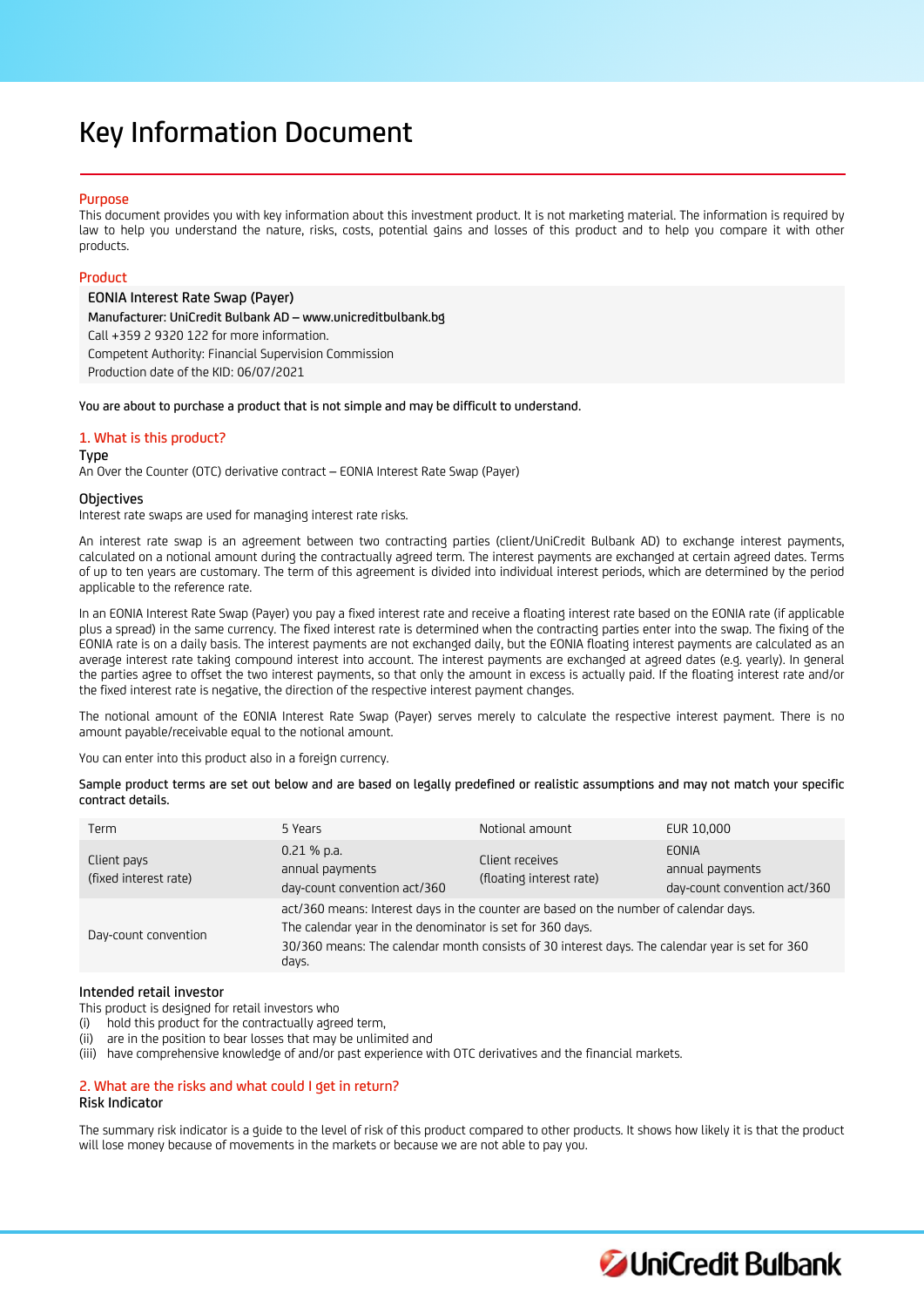# Key Information Document

## Purpose

This document provides you with key information about this investment product. It is not marketing material. The information is required by law to help you understand the nature, risks, costs, potential gains and losses of this product and to help you compare it with other products.

## Product

**EONIA Interest Rate Swap (Payer)**

Manufacturer: UniCredit Bulbank AD – www.unicreditbulbank.bg

Call +359 2 9320 122 for more information.

Competent Authority: Financial Supervision Commission

Production date of the KID: 06/07/2021

You are about to purchase a product that is not simple and may be difficult to understand.

## 1. What is this product?

### Type

An Over the Counter (OTC) derivative contract – EONIA Interest Rate Swap (Payer)

### Objectives

Interest rate swaps are used for managing interest rate risks.

An interest rate swap is an agreement between two contracting parties (client/UniCredit Bulbank AD) to exchange interest payments, calculated on a notional amount during the contractually agreed term. The interest payments are exchanged at certain agreed dates. Terms of up to ten years are customary. The term of this agreement is divided into individual interest periods, which are determined by the period applicable to the reference rate.

In an EONIA Interest Rate Swap (Payer) you pay a fixed interest rate and receive a floating interest rate based on the EONIA rate (if applicable plus a spread) in the same currency. The fixed interest rate is determined when the contracting parties enter into the swap. The fixing of the EONIA rate is on a daily basis. The interest payments are not exchanged daily, but the EONIA floating interest payments are calculated as an average interest rate taking compound interest into account. The interest payments are exchanged at agreed dates (e.g. yearly). In general the parties agree to offset the two interest payments, so that only the amount in excess is actually paid. If the floating interest rate and/or the fixed interest rate is negative, the direction of the respective interest payment changes.

The notional amount of the EONIA Interest Rate Swap (Payer) serves merely to calculate the respective interest payment. There is no amount payable/receivable equal to the notional amount.

You can enter into this product also in a foreign currency.

Sample product terms are set out below and are based on legally predefined or realistic assumptions and may not match your specific contract details.

| Term | 5 Years | Notional amount | EUR 10,000 |
|---|---|---|---|
| Client pays<br>(fixed interest rate) | 0.21 % p.a.<br>annual payments<br>day-count convention act/360 | Client receives<br>(floating interest rate) | EONIA<br>annual payments<br>day-count convention act/360 |
| Day-count convention | act/360 means: Interest days in the counter are based on the number of calendar days.<br>The calendar year in the denominator is set for 360 days.<br>30/360 means: The calendar month consists of 30 interest days. The calendar year is set for 360 days. | | |

### Intended retail investor

This product is designed for retail investors who

(i) hold this product for the contractually agreed term,

(ii) are in the position to bear losses that may be unlimited and

(iii) have comprehensive knowledge of and/or past experience with OTC derivatives and the financial markets.

## 2. What are the risks and what could I get in return?

### Risk Indicator

The summary risk indicator is a guide to the level of risk of this product compared to other products. It shows how likely it is that the product will lose money because of movements in the markets or because we are not able to pay you.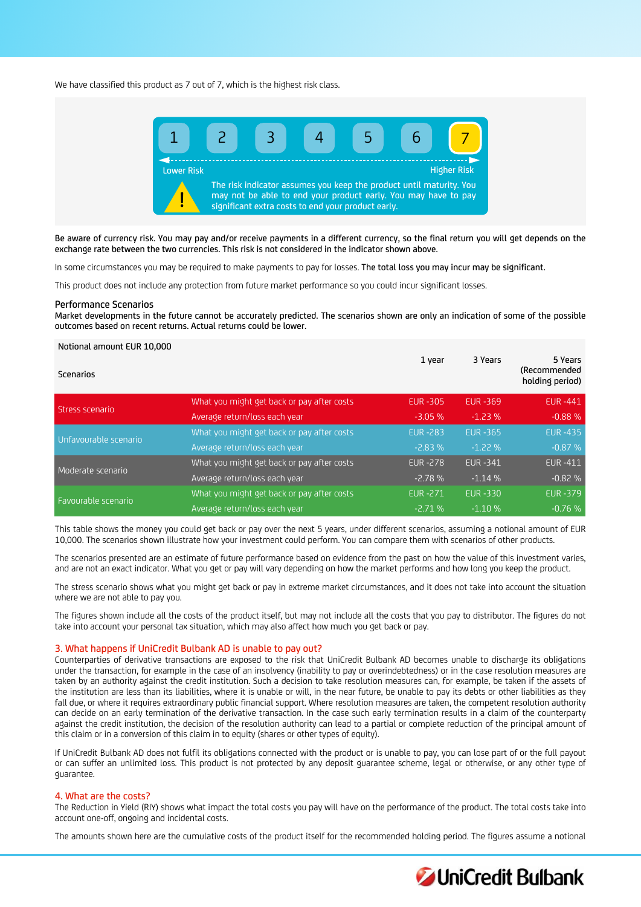We have classified this product as 7 out of 7, which is the highest risk class.

| 1 | 2 | 3 | 4 | 5 | 6 | **7** |
|---|---|---|---|---|---|---|

Lower Risk — Higher Risk

The risk indicator assumes you keep the product until maturity. You may not be able to end your product early. You may have to pay significant extra costs to end your product early.

Be aware of currency risk. You may pay and/or receive payments in a different currency, so the final return you will get depends on the exchange rate between the two currencies. This risk is not considered in the indicator shown above.

In some circumstances you may be required to make payments to pay for losses. The total loss you may incur may be significant.

This product does not include any protection from future market performance so you could incur significant losses.

### Performance Scenarios

Market developments in the future cannot be accurately predicted. The scenarios shown are only an indication of some of the possible outcomes based on recent returns. Actual returns could be lower.

| Notional amount EUR 10,000 | | | | |
|---|---|---|---|---|
| Scenarios | | 1 year | 3 Years | 5 Years (Recommended holding period) |
| Stress scenario | What you might get back or pay after costs | EUR -305 | EUR -369 | EUR -441 |
| | Average return/loss each year | -3.05 % | -1.23 % | -0.88 % |
| Unfavourable scenario | What you might get back or pay after costs | EUR -283 | EUR -365 | EUR -435 |
| | Average return/loss each year | -2.83 % | -1.22 % | -0.87 % |
| Moderate scenario | What you might get back or pay after costs | EUR -278 | EUR -341 | EUR -411 |
| | Average return/loss each year | -2.78 % | -1.14 % | -0.82 % |
| Favourable scenario | What you might get back or pay after costs | EUR -271 | EUR -330 | EUR -379 |
| | Average return/loss each year | -2.71 % | -1.10 % | -0.76 % |

This table shows the money you could get back or pay over the next 5 years, under different scenarios, assuming a notional amount of EUR 10,000. The scenarios shown illustrate how your investment could perform. You can compare them with scenarios of other products.

The scenarios presented are an estimate of future performance based on evidence from the past on how the value of this investment varies, and are not an exact indicator. What you get or pay will vary depending on how the market performs and how long you keep the product.

The stress scenario shows what you might get back or pay in extreme market circumstances, and it does not take into account the situation where we are not able to pay you.

The figures shown include all the costs of the product itself, but may not include all the costs that you pay to distributor. The figures do not take into account your personal tax situation, which may also affect how much you get back or pay.

## 3. What happens if UniCredit Bulbank AD is unable to pay out?

Counterparties of derivative transactions are exposed to the risk that UniCredit Bulbank AD becomes unable to discharge its obligations under the transaction, for example in the case of an insolvency (inability to pay or overindebtedness) or in the case resolution measures are taken by an authority against the credit institution. Such a decision to take resolution measures can, for example, be taken if the assets of the institution are less than its liabilities, where it is unable or will, in the near future, be unable to pay its debts or other liabilities as they fall due, or where it requires extraordinary public financial support. Where resolution measures are taken, the competent resolution authority can decide on an early termination of the derivative transaction. In the case such early termination results in a claim of the counterparty against the credit institution, the decision of the resolution authority can lead to a partial or complete reduction of the principal amount of this claim or in a conversion of this claim in to equity (shares or other types of equity).

If UniCredit Bulbank AD does not fulfil its obligations connected with the product or is unable to pay, you can lose part of or the full payout or can suffer an unlimited loss. This product is not protected by any deposit guarantee scheme, legal or otherwise, or any other type of guarantee.

## 4. What are the costs?

The Reduction in Yield (RIY) shows what impact the total costs you pay will have on the performance of the product. The total costs take into account one-off, ongoing and incidental costs.

The amounts shown here are the cumulative costs of the product itself for the recommended holding period. The figures assume a notional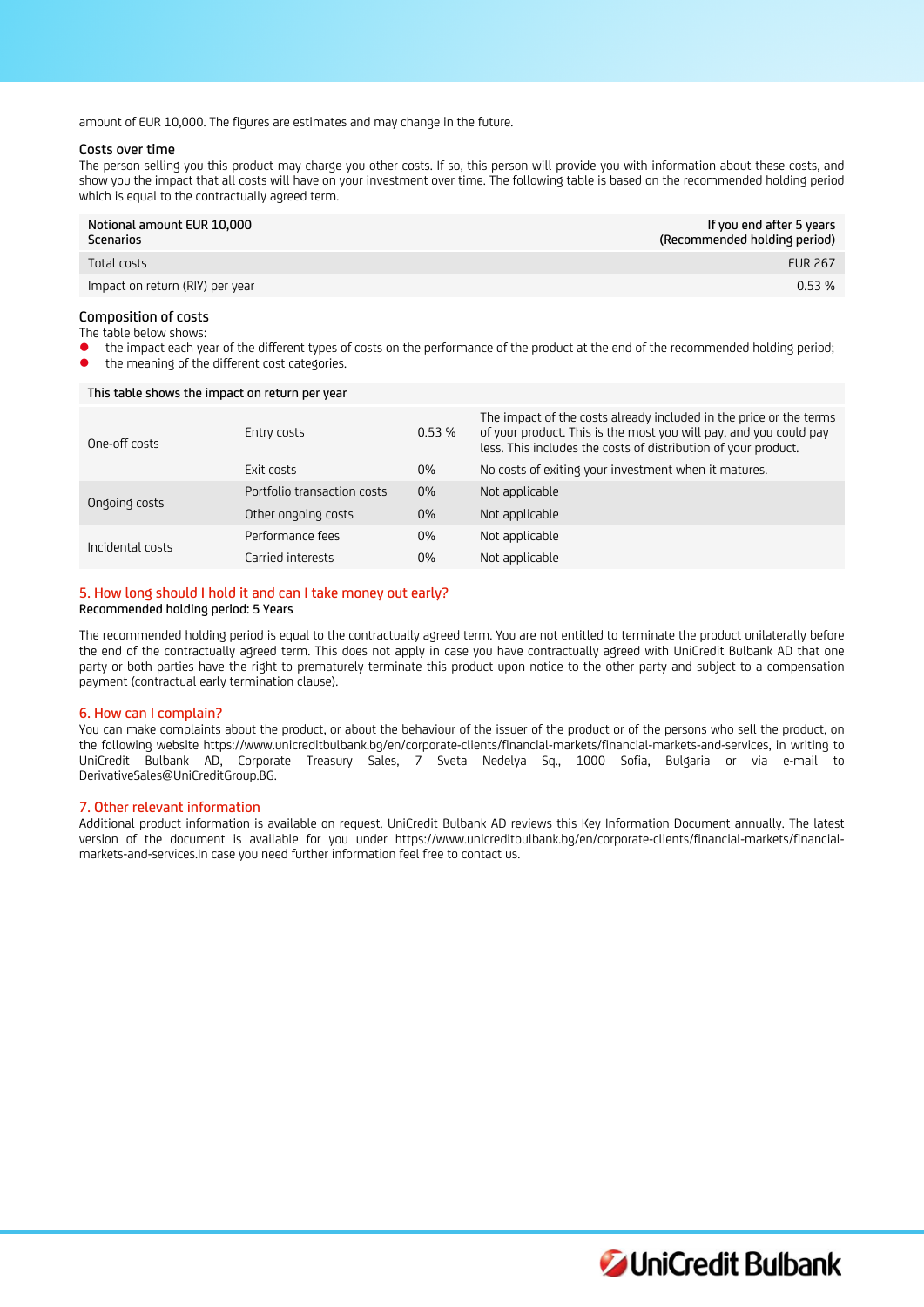amount of EUR 10,000. The figures are estimates and may change in the future.

### Costs over time

The person selling you this product may charge you other costs. If so, this person will provide you with information about these costs, and show you the impact that all costs will have on your investment over time. The following table is based on the recommended holding period which is equal to the contractually agreed term.

| Notional amount EUR 10,000<br>Scenarios | If you end after 5 years<br>(Recommended holding period) |
|---|---|
| Total costs | EUR 267 |
| Impact on return (RIY) per year | 0.53 % |

### Composition of costs

The table below shows:

- the impact each year of the different types of costs on the performance of the product at the end of the recommended holding period;
- the meaning of the different cost categories.

| This table shows the impact on return per year | | | |
|---|---|---|---|
| One-off costs | Entry costs | 0.53 % | The impact of the costs already included in the price or the terms of your product. This is the most you will pay, and you could pay less. This includes the costs of distribution of your product. |
| | Exit costs | 0% | No costs of exiting your investment when it matures. |
| Ongoing costs | Portfolio transaction costs | 0% | Not applicable |
| | Other ongoing costs | 0% | Not applicable |
| Incidental costs | Performance fees | 0% | Not applicable |
| | Carried interests | 0% | Not applicable |

## 5. How long should I hold it and can I take money out early?

**Recommended holding period: 5 Years**

The recommended holding period is equal to the contractually agreed term. You are not entitled to terminate the product unilaterally before the end of the contractually agreed term. This does not apply in case you have contractually agreed with UniCredit Bulbank AD that one party or both parties have the right to prematurely terminate this product upon notice to the other party and subject to a compensation payment (contractual early termination clause).

## 6. How can I complain?

You can make complaints about the product, or about the behaviour of the issuer of the product or of the persons who sell the product, on the following website https://www.unicreditbulbank.bg/en/corporate-clients/financial-markets/financial-markets-and-services, in writing to UniCredit Bulbank AD, Corporate Treasury Sales, 7 Sveta Nedelya Sq., 1000 Sofia, Bulgaria or via e-mail to DerivativeSales@UniCreditGroup.BG.

## 7. Other relevant information

Additional product information is available on request. UniCredit Bulbank AD reviews this Key Information Document annually. The latest version of the document is available for you under https://www.unicreditbulbank.bg/en/corporate-clients/financial-markets/financial-markets-and-services.In case you need further information feel free to contact us.